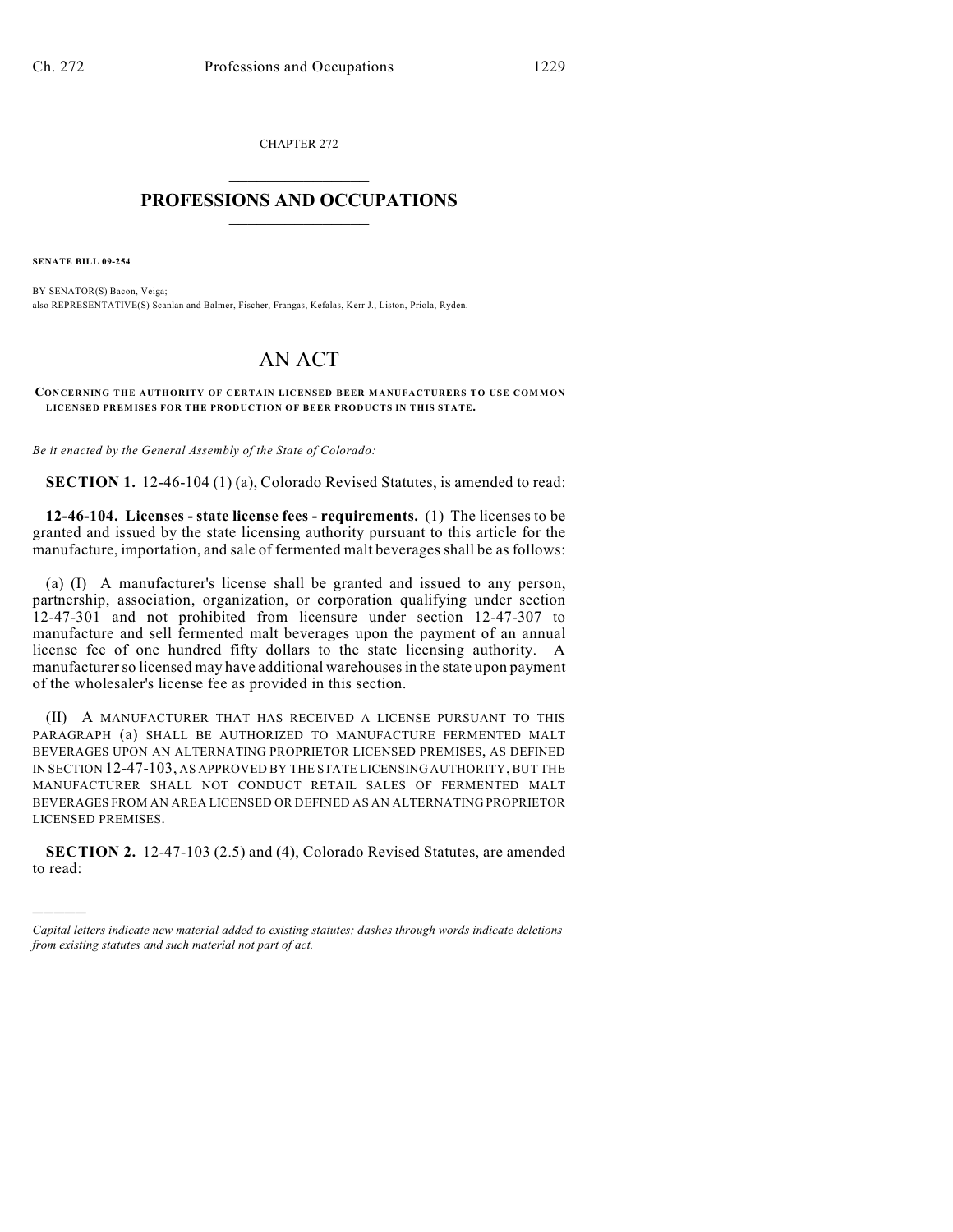CHAPTER 272

# PROFESSIONS AND OCCUPATIONS

**SENATE BILL 09-254**

BY SENATOR(S) Bacon, Veiga;
also REPRESENTATIVE(S) Scanlan and Balmer, Fischer, Frangas, Kefalas, Kerr J., Liston, Priola, Ryden.

# AN ACT

**CONCERNING THE AUTHORITY OF CERTAIN LICENSED BEER MANUFACTURERS TO USE COMMON LICENSED PREMISES FOR THE PRODUCTION OF BEER PRODUCTS IN THIS STATE.**

*Be it enacted by the General Assembly of the State of Colorado:*

**SECTION 1.** 12-46-104 (1) (a), Colorado Revised Statutes, is amended to read:

**12-46-104. Licenses - state license fees - requirements.** (1) The licenses to be granted and issued by the state licensing authority pursuant to this article for the manufacture, importation, and sale of fermented malt beverages shall be as follows:

(a) (I) A manufacturer's license shall be granted and issued to any person, partnership, association, organization, or corporation qualifying under section 12-47-301 and not prohibited from licensure under section 12-47-307 to manufacture and sell fermented malt beverages upon the payment of an annual license fee of one hundred fifty dollars to the state licensing authority. A manufacturer so licensed may have additional warehouses in the state upon payment of the wholesaler's license fee as provided in this section.

(II) A MANUFACTURER THAT HAS RECEIVED A LICENSE PURSUANT TO THIS PARAGRAPH (a) SHALL BE AUTHORIZED TO MANUFACTURE FERMENTED MALT BEVERAGES UPON AN ALTERNATING PROPRIETOR LICENSED PREMISES, AS DEFINED IN SECTION 12-47-103, AS APPROVED BY THE STATE LICENSING AUTHORITY, BUT THE MANUFACTURER SHALL NOT CONDUCT RETAIL SALES OF FERMENTED MALT BEVERAGES FROM AN AREA LICENSED OR DEFINED AS AN ALTERNATING PROPRIETOR LICENSED PREMISES.

**SECTION 2.** 12-47-103 (2.5) and (4), Colorado Revised Statutes, are amended to read:

---

*Capital letters indicate new material added to existing statutes; dashes through words indicate deletions from existing statutes and such material not part of act.*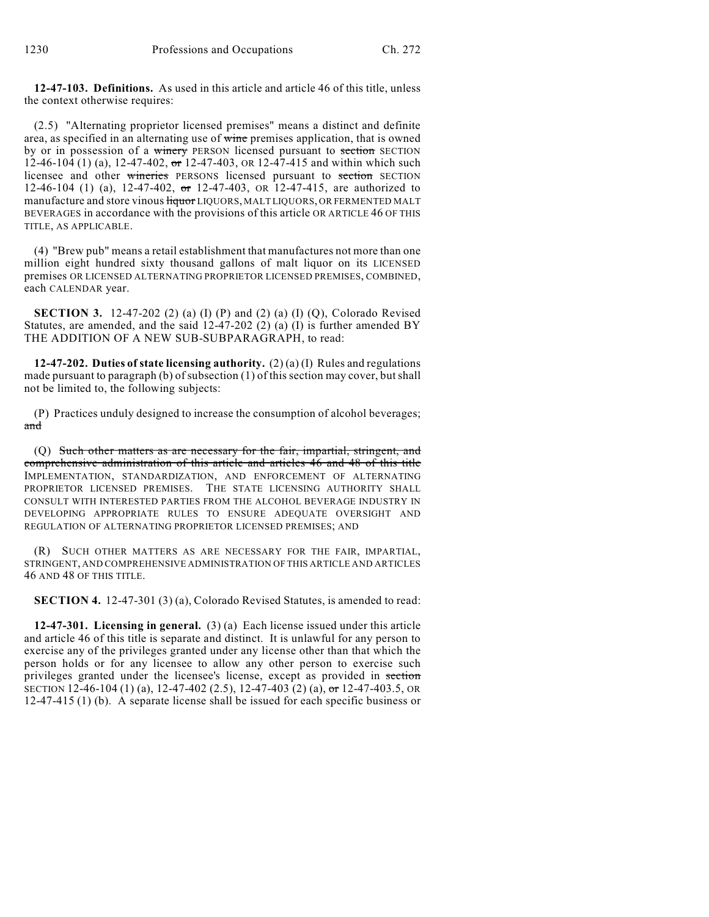**12-47-103. Definitions.** As used in this article and article 46 of this title, unless the context otherwise requires:

(2.5) "Alternating proprietor licensed premises" means a distinct and definite area, as specified in an alternating use of ~~wine~~ premises application, that is owned by or in possession of a ~~winery~~ PERSON licensed pursuant to ~~section~~ SECTION 12-46-104 (1) (a), 12-47-402, ~~or~~ 12-47-403, OR 12-47-415 and within which such licensee and other ~~wineries~~ PERSONS licensed pursuant to ~~section~~ SECTION 12-46-104 (1) (a), 12-47-402, ~~or~~ 12-47-403, OR 12-47-415, are authorized to manufacture and store vinous ~~liquor~~ LIQUORS, MALT LIQUORS, OR FERMENTED MALT BEVERAGES in accordance with the provisions of this article OR ARTICLE 46 OF THIS TITLE, AS APPLICABLE.

(4) "Brew pub" means a retail establishment that manufactures not more than one million eight hundred sixty thousand gallons of malt liquor on its LICENSED premises OR LICENSED ALTERNATING PROPRIETOR LICENSED PREMISES, COMBINED, each CALENDAR year.

**SECTION 3.** 12-47-202 (2) (a) (I) (P) and (2) (a) (I) (Q), Colorado Revised Statutes, are amended, and the said 12-47-202 (2) (a) (I) is further amended BY THE ADDITION OF A NEW SUB-SUBPARAGRAPH, to read:

**12-47-202. Duties of state licensing authority.** (2) (a) (I) Rules and regulations made pursuant to paragraph (b) of subsection (1) of this section may cover, but shall not be limited to, the following subjects:

(P) Practices unduly designed to increase the consumption of alcohol beverages; ~~and~~

(Q) ~~Such other matters as are necessary for the fair, impartial, stringent, and comprehensive administration of this article and articles 46 and 48 of this title~~ IMPLEMENTATION, STANDARDIZATION, AND ENFORCEMENT OF ALTERNATING PROPRIETOR LICENSED PREMISES. THE STATE LICENSING AUTHORITY SHALL CONSULT WITH INTERESTED PARTIES FROM THE ALCOHOL BEVERAGE INDUSTRY IN DEVELOPING APPROPRIATE RULES TO ENSURE ADEQUATE OVERSIGHT AND REGULATION OF ALTERNATING PROPRIETOR LICENSED PREMISES; AND

(R) SUCH OTHER MATTERS AS ARE NECESSARY FOR THE FAIR, IMPARTIAL, STRINGENT, AND COMPREHENSIVE ADMINISTRATION OF THIS ARTICLE AND ARTICLES 46 AND 48 OF THIS TITLE.

**SECTION 4.** 12-47-301 (3) (a), Colorado Revised Statutes, is amended to read:

**12-47-301. Licensing in general.** (3) (a) Each license issued under this article and article 46 of this title is separate and distinct. It is unlawful for any person to exercise any of the privileges granted under any license other than that which the person holds or for any licensee to allow any other person to exercise such privileges granted under the licensee's license, except as provided in ~~section~~ SECTION 12-46-104 (1) (a), 12-47-402 (2.5), 12-47-403 (2) (a), ~~or~~ 12-47-403.5, OR 12-47-415 (1) (b). A separate license shall be issued for each specific business or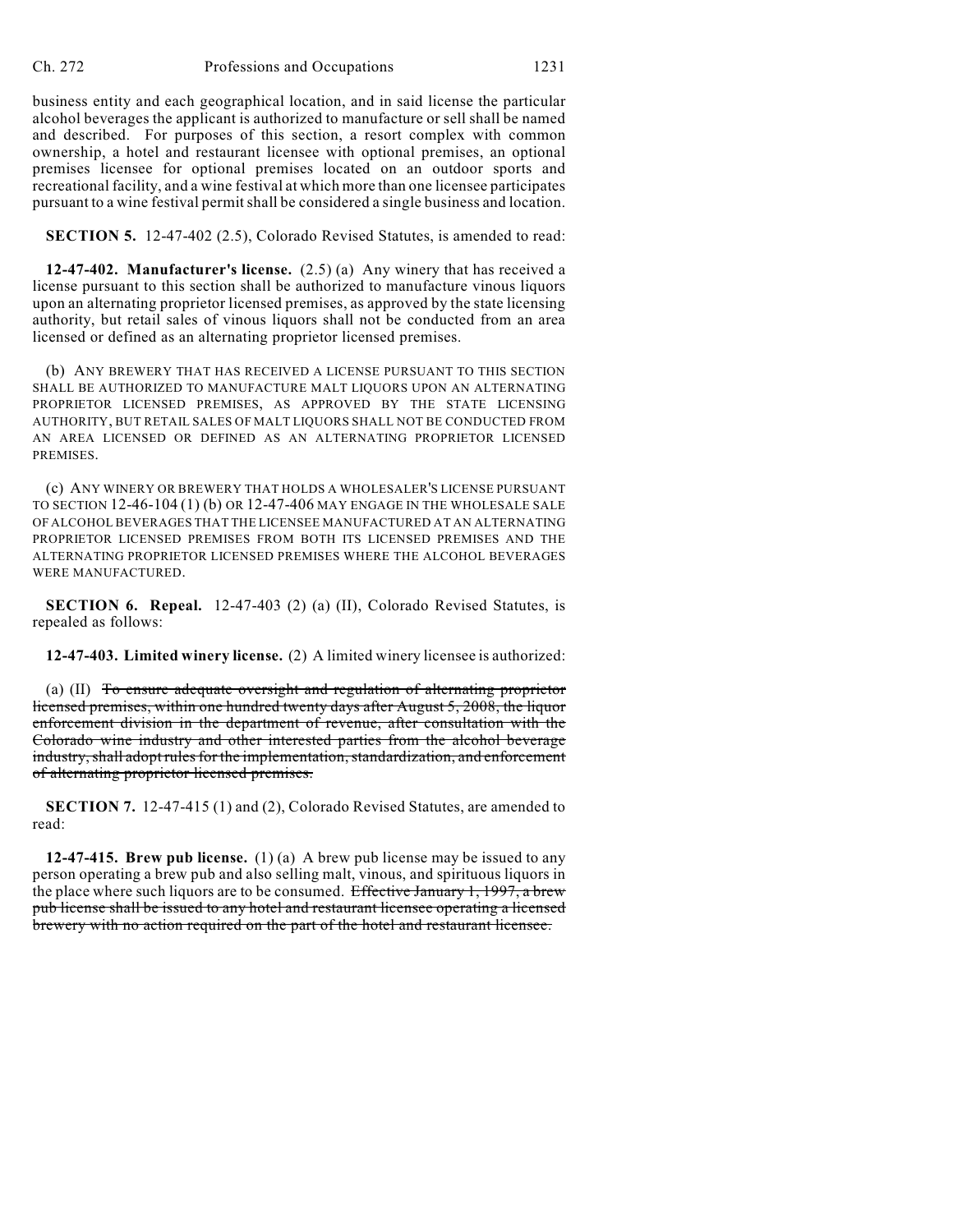business entity and each geographical location, and in said license the particular alcohol beverages the applicant is authorized to manufacture or sell shall be named and described. For purposes of this section, a resort complex with common ownership, a hotel and restaurant licensee with optional premises, an optional premises licensee for optional premises located on an outdoor sports and recreational facility, and a wine festival at which more than one licensee participates pursuant to a wine festival permit shall be considered a single business and location.

**SECTION 5.** 12-47-402 (2.5), Colorado Revised Statutes, is amended to read:

**12-47-402. Manufacturer's license.** (2.5) (a) Any winery that has received a license pursuant to this section shall be authorized to manufacture vinous liquors upon an alternating proprietor licensed premises, as approved by the state licensing authority, but retail sales of vinous liquors shall not be conducted from an area licensed or defined as an alternating proprietor licensed premises.

(b) ANY BREWERY THAT HAS RECEIVED A LICENSE PURSUANT TO THIS SECTION SHALL BE AUTHORIZED TO MANUFACTURE MALT LIQUORS UPON AN ALTERNATING PROPRIETOR LICENSED PREMISES, AS APPROVED BY THE STATE LICENSING AUTHORITY, BUT RETAIL SALES OF MALT LIQUORS SHALL NOT BE CONDUCTED FROM AN AREA LICENSED OR DEFINED AS AN ALTERNATING PROPRIETOR LICENSED PREMISES.

(c) ANY WINERY OR BREWERY THAT HOLDS A WHOLESALER'S LICENSE PURSUANT TO SECTION 12-46-104 (1) (b) OR 12-47-406 MAY ENGAGE IN THE WHOLESALE SALE OF ALCOHOL BEVERAGES THAT THE LICENSEE MANUFACTURED AT AN ALTERNATING PROPRIETOR LICENSED PREMISES FROM BOTH ITS LICENSED PREMISES AND THE ALTERNATING PROPRIETOR LICENSED PREMISES WHERE THE ALCOHOL BEVERAGES WERE MANUFACTURED.

**SECTION 6. Repeal.** 12-47-403 (2) (a) (II), Colorado Revised Statutes, is repealed as follows:

**12-47-403. Limited winery license.** (2) A limited winery licensee is authorized:

(a) (II) ~~To ensure adequate oversight and regulation of alternating proprietor licensed premises, within one hundred twenty days after August 5, 2008, the liquor enforcement division in the department of revenue, after consultation with the Colorado wine industry and other interested parties from the alcohol beverage industry, shall adopt rules for the implementation, standardization, and enforcement of alternating proprietor licensed premises.~~

**SECTION 7.** 12-47-415 (1) and (2), Colorado Revised Statutes, are amended to read:

**12-47-415. Brew pub license.** (1) (a) A brew pub license may be issued to any person operating a brew pub and also selling malt, vinous, and spirituous liquors in the place where such liquors are to be consumed. ~~Effective January 1, 1997, a brew pub license shall be issued to any hotel and restaurant licensee operating a licensed brewery with no action required on the part of the hotel and restaurant licensee.~~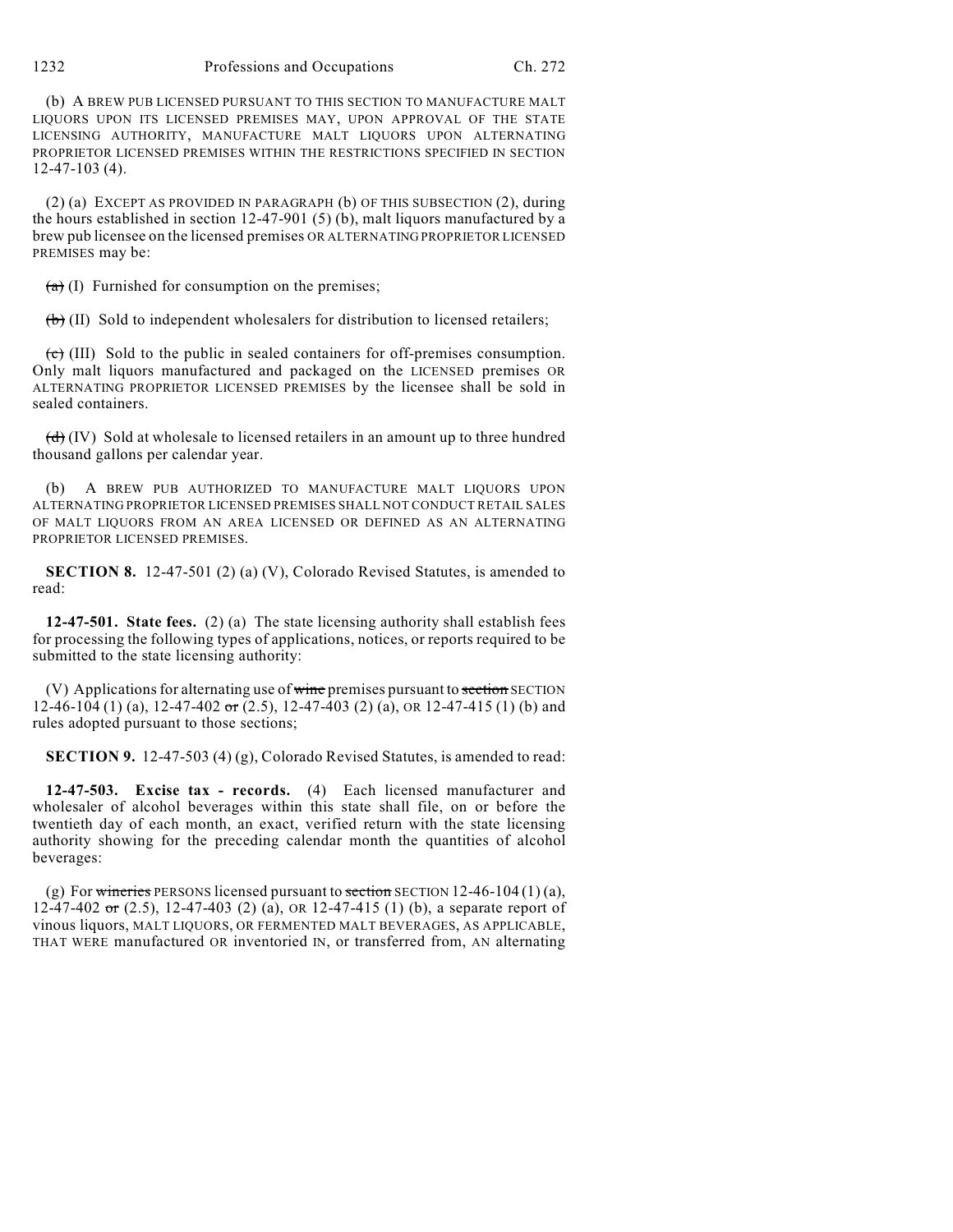(b) A BREW PUB LICENSED PURSUANT TO THIS SECTION TO MANUFACTURE MALT LIQUORS UPON ITS LICENSED PREMISES MAY, UPON APPROVAL OF THE STATE LICENSING AUTHORITY, MANUFACTURE MALT LIQUORS UPON ALTERNATING PROPRIETOR LICENSED PREMISES WITHIN THE RESTRICTIONS SPECIFIED IN SECTION 12-47-103 (4).

(2) (a) EXCEPT AS PROVIDED IN PARAGRAPH (b) OF THIS SUBSECTION (2), during the hours established in section 12-47-901 (5) (b), malt liquors manufactured by a brew pub licensee on the licensed premises OR ALTERNATING PROPRIETOR LICENSED PREMISES may be:

~~(a)~~ (I) Furnished for consumption on the premises;

~~(b)~~ (II) Sold to independent wholesalers for distribution to licensed retailers;

~~(c)~~ (III) Sold to the public in sealed containers for off-premises consumption. Only malt liquors manufactured and packaged on the LICENSED premises OR ALTERNATING PROPRIETOR LICENSED PREMISES by the licensee shall be sold in sealed containers.

~~(d)~~ (IV) Sold at wholesale to licensed retailers in an amount up to three hundred thousand gallons per calendar year.

(b) A BREW PUB AUTHORIZED TO MANUFACTURE MALT LIQUORS UPON ALTERNATING PROPRIETOR LICENSED PREMISES SHALL NOT CONDUCT RETAIL SALES OF MALT LIQUORS FROM AN AREA LICENSED OR DEFINED AS AN ALTERNATING PROPRIETOR LICENSED PREMISES.

**SECTION 8.** 12-47-501 (2) (a) (V), Colorado Revised Statutes, is amended to read:

**12-47-501. State fees.** (2) (a) The state licensing authority shall establish fees for processing the following types of applications, notices, or reports required to be submitted to the state licensing authority:

(V) Applications for alternating use of ~~wine~~ premises pursuant to ~~section~~ SECTION 12-46-104 (1) (a), 12-47-402 ~~or~~ (2.5), 12-47-403 (2) (a), OR 12-47-415 (1) (b) and rules adopted pursuant to those sections;

**SECTION 9.** 12-47-503 (4) (g), Colorado Revised Statutes, is amended to read:

**12-47-503. Excise tax - records.** (4) Each licensed manufacturer and wholesaler of alcohol beverages within this state shall file, on or before the twentieth day of each month, an exact, verified return with the state licensing authority showing for the preceding calendar month the quantities of alcohol beverages:

(g) For ~~wineries~~ PERSONS licensed pursuant to ~~section~~ SECTION 12-46-104 (1) (a), 12-47-402 ~~or~~ (2.5), 12-47-403 (2) (a), OR 12-47-415 (1) (b), a separate report of vinous liquors, MALT LIQUORS, OR FERMENTED MALT BEVERAGES, AS APPLICABLE, THAT WERE manufactured OR inventoried IN, or transferred from, AN alternating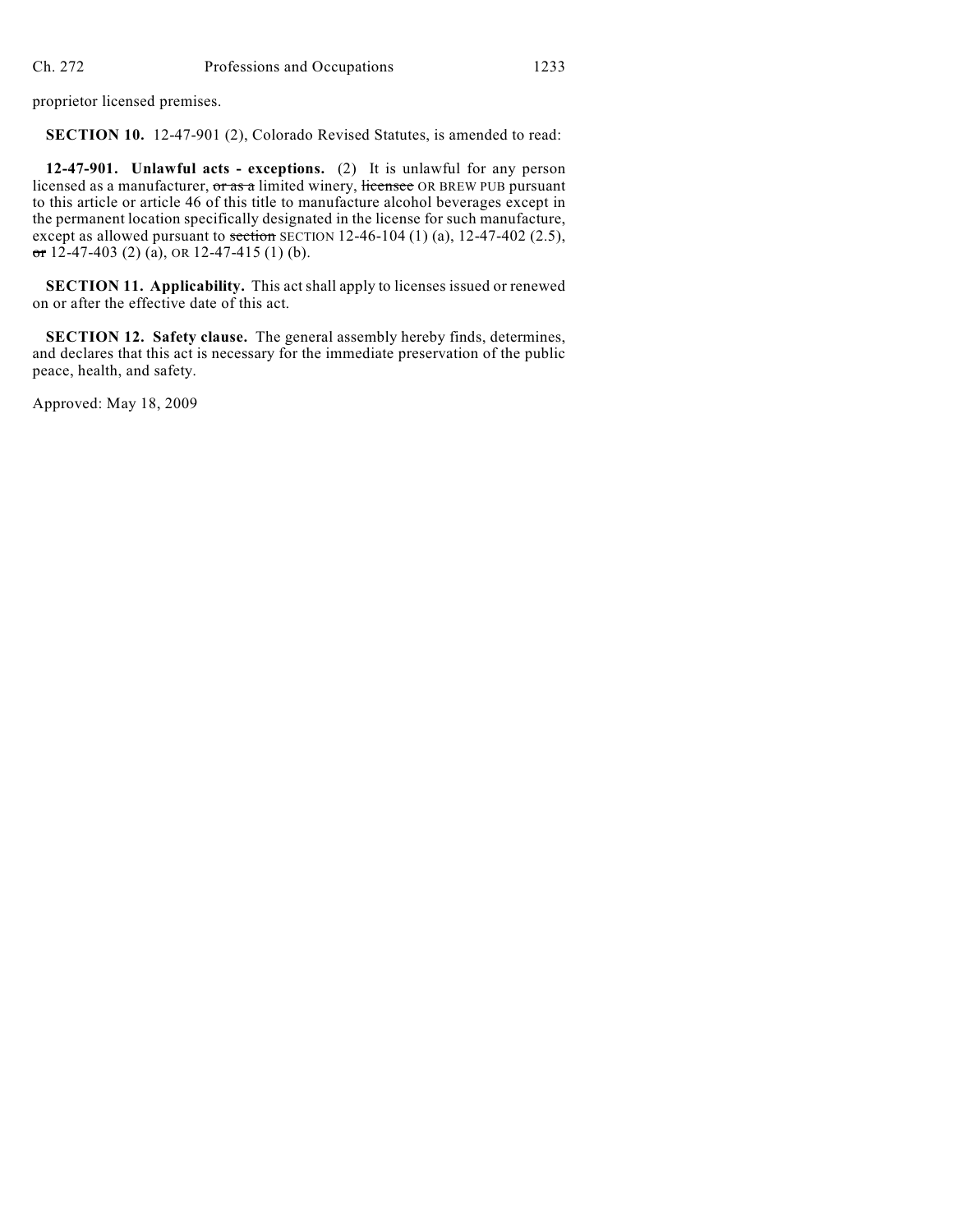proprietor licensed premises.

**SECTION 10.** 12-47-901 (2), Colorado Revised Statutes, is amended to read:

**12-47-901. Unlawful acts - exceptions.** (2) It is unlawful for any person licensed as a manufacturer, ~~or as a~~ limited winery, ~~licensee~~ OR BREW PUB pursuant to this article or article 46 of this title to manufacture alcohol beverages except in the permanent location specifically designated in the license for such manufacture, except as allowed pursuant to ~~section~~ SECTION 12-46-104 (1) (a), 12-47-402 (2.5), ~~or~~ 12-47-403 (2) (a), OR 12-47-415 (1) (b).

**SECTION 11. Applicability.** This act shall apply to licenses issued or renewed on or after the effective date of this act.

**SECTION 12. Safety clause.** The general assembly hereby finds, determines, and declares that this act is necessary for the immediate preservation of the public peace, health, and safety.

Approved: May 18, 2009